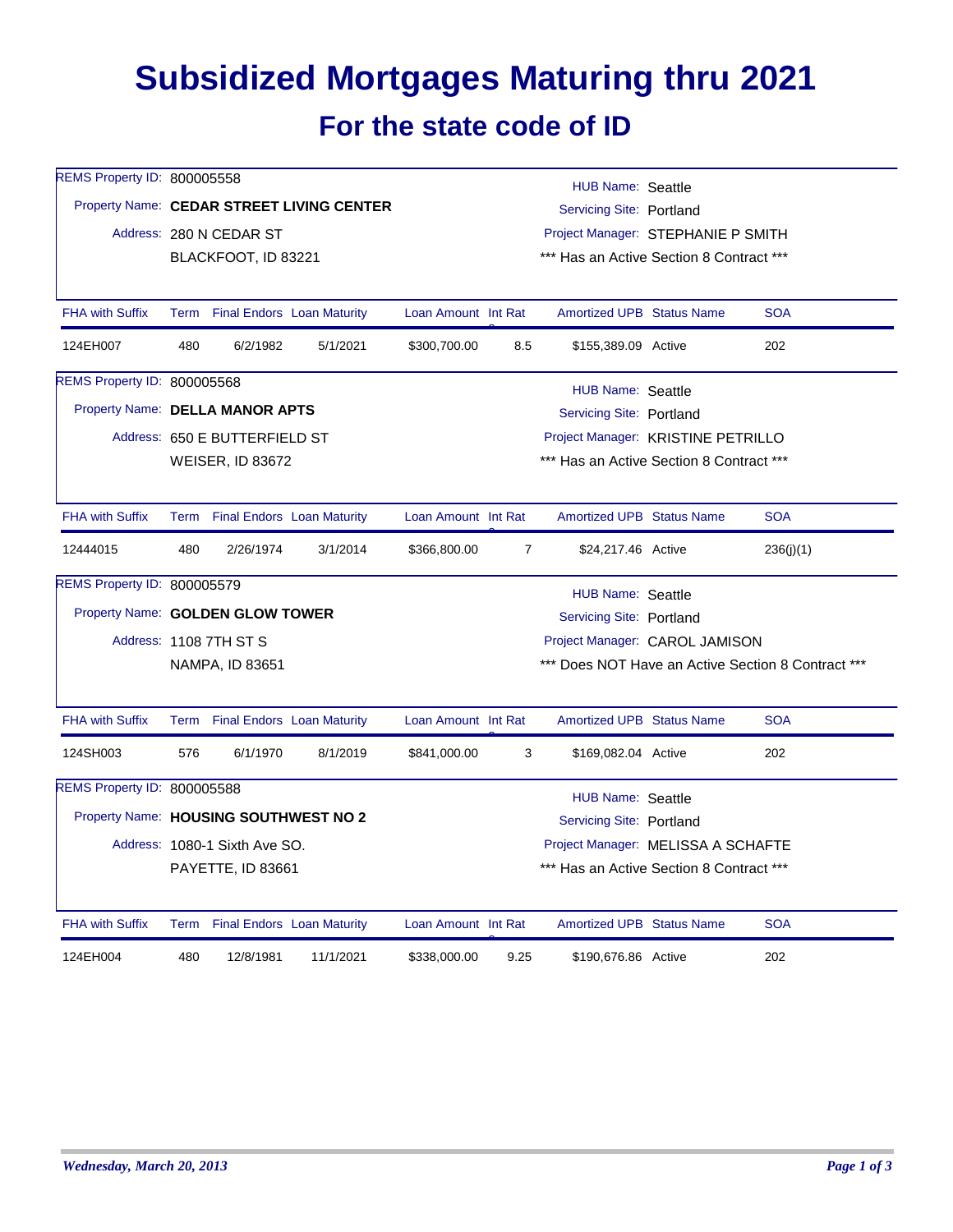# Subsidized Mortgages Maturing thru 2021

## For the state code of ID

REMS Property ID: 800005558
Property Name: **CEDAR STREET LIVING CENTER**
Address: 280 N CEDAR ST
BLACKFOOT, ID 83221

HUB Name: Seattle
Servicing Site: Portland
Project Manager: STEPHANIE P SMITH
*** Has an Active Section 8 Contract ***

| FHA with Suffix | Term | Final Endors | Loan Maturity | Loan Amount | Int Rate | Amortized UPB | Status Name | SOA |
|---|---|---|---|---|---|---|---|---|
| 124EH007 | 480 | 6/2/1982 | 5/1/2021 | $300,700.00 | 8.5 | $155,389.09 | Active | 202 |

REMS Property ID: 800005568
Property Name: **DELLA MANOR APTS**
Address: 650 E BUTTERFIELD ST
WEISER, ID 83672

HUB Name: Seattle
Servicing Site: Portland
Project Manager: KRISTINE PETRILLO
*** Has an Active Section 8 Contract ***

| FHA with Suffix | Term | Final Endors | Loan Maturity | Loan Amount | Int Rate | Amortized UPB | Status Name | SOA |
|---|---|---|---|---|---|---|---|---|
| 12444015 | 480 | 2/26/1974 | 3/1/2014 | $366,800.00 | 7 | $24,217.46 | Active | 236(j)(1) |

REMS Property ID: 800005579
Property Name: **GOLDEN GLOW TOWER**
Address: 1108 7TH ST S
NAMPA, ID 83651

HUB Name: Seattle
Servicing Site: Portland
Project Manager: CAROL JAMISON
*** Does NOT Have an Active Section 8 Contract ***

| FHA with Suffix | Term | Final Endors | Loan Maturity | Loan Amount | Int Rate | Amortized UPB | Status Name | SOA |
|---|---|---|---|---|---|---|---|---|
| 124SH003 | 576 | 6/1/1970 | 8/1/2019 | $841,000.00 | 3 | $169,082.04 | Active | 202 |

REMS Property ID: 800005588
Property Name: **HOUSING SOUTHWEST NO 2**
Address: 1080-1 Sixth Ave SO.
PAYETTE, ID 83661

HUB Name: Seattle
Servicing Site: Portland
Project Manager: MELISSA A SCHAFTE
*** Has an Active Section 8 Contract ***

| FHA with Suffix | Term | Final Endors | Loan Maturity | Loan Amount | Int Rate | Amortized UPB | Status Name | SOA |
|---|---|---|---|---|---|---|---|---|
| 124EH004 | 480 | 12/8/1981 | 11/1/2021 | $338,000.00 | 9.25 | $190,676.86 | Active | 202 |

*Wednesday, March 20, 2013*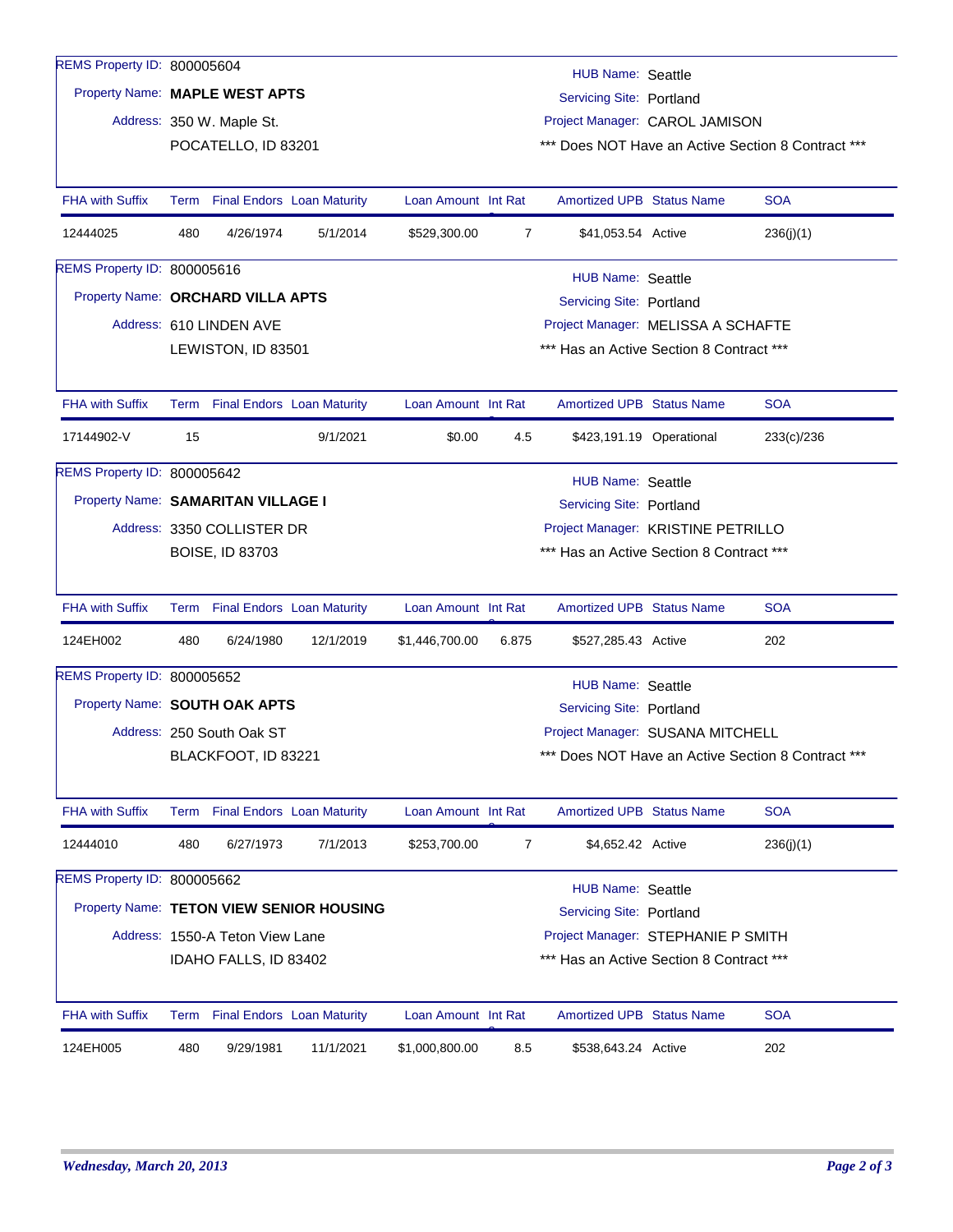REMS Property ID: 800005604
Property Name: **MAPLE WEST APTS**
Address: 350 W. Maple St.
POCATELLO, ID 83201

HUB Name: Seattle
Servicing Site: Portland
Project Manager: CAROL JAMISON
*** Does NOT Have an Active Section 8 Contract ***

| FHA with Suffix | Term | Final Endors | Loan Maturity | Loan Amount | Int Rat | Amortized UPB | Status Name | SOA |
|---|---|---|---|---|---|---|---|---|
| 12444025 | 480 | 4/26/1974 | 5/1/2014 | $529,300.00 | 7 | $41,053.54 | Active | 236(j)(1) |

REMS Property ID: 800005616
Property Name: **ORCHARD VILLA APTS**
Address: 610 LINDEN AVE
LEWISTON, ID 83501

HUB Name: Seattle
Servicing Site: Portland
Project Manager: MELISSA A SCHAFTE
*** Has an Active Section 8 Contract ***

| FHA with Suffix | Term | Final Endors | Loan Maturity | Loan Amount | Int Rat | Amortized UPB | Status Name | SOA |
|---|---|---|---|---|---|---|---|---|
| 17144902-V | 15 | | 9/1/2021 | $0.00 | 4.5 | $423,191.19 | Operational | 233(c)/236 |

REMS Property ID: 800005642
Property Name: **SAMARITAN VILLAGE I**
Address: 3350 COLLISTER DR
BOISE, ID 83703

HUB Name: Seattle
Servicing Site: Portland
Project Manager: KRISTINE PETRILLO
*** Has an Active Section 8 Contract ***

| FHA with Suffix | Term | Final Endors | Loan Maturity | Loan Amount | Int Rat | Amortized UPB | Status Name | SOA |
|---|---|---|---|---|---|---|---|---|
| 124EH002 | 480 | 6/24/1980 | 12/1/2019 | $1,446,700.00 | 6.875 | $527,285.43 | Active | 202 |

REMS Property ID: 800005652
Property Name: **SOUTH OAK APTS**
Address: 250 South Oak ST
BLACKFOOT, ID 83221

HUB Name: Seattle
Servicing Site: Portland
Project Manager: SUSANA MITCHELL
*** Does NOT Have an Active Section 8 Contract ***

| FHA with Suffix | Term | Final Endors | Loan Maturity | Loan Amount | Int Rat | Amortized UPB | Status Name | SOA |
|---|---|---|---|---|---|---|---|---|
| 12444010 | 480 | 6/27/1973 | 7/1/2013 | $253,700.00 | 7 | $4,652.42 | Active | 236(j)(1) |

REMS Property ID: 800005662
Property Name: **TETON VIEW SENIOR HOUSING**
Address: 1550-A Teton View Lane
IDAHO FALLS, ID 83402

HUB Name: Seattle
Servicing Site: Portland
Project Manager: STEPHANIE P SMITH
*** Has an Active Section 8 Contract ***

| FHA with Suffix | Term | Final Endors | Loan Maturity | Loan Amount | Int Rat | Amortized UPB | Status Name | SOA |
|---|---|---|---|---|---|---|---|---|
| 124EH005 | 480 | 9/29/1981 | 11/1/2021 | $1,000,800.00 | 8.5 | $538,643.24 | Active | 202 |

*Wednesday, March 20, 2013*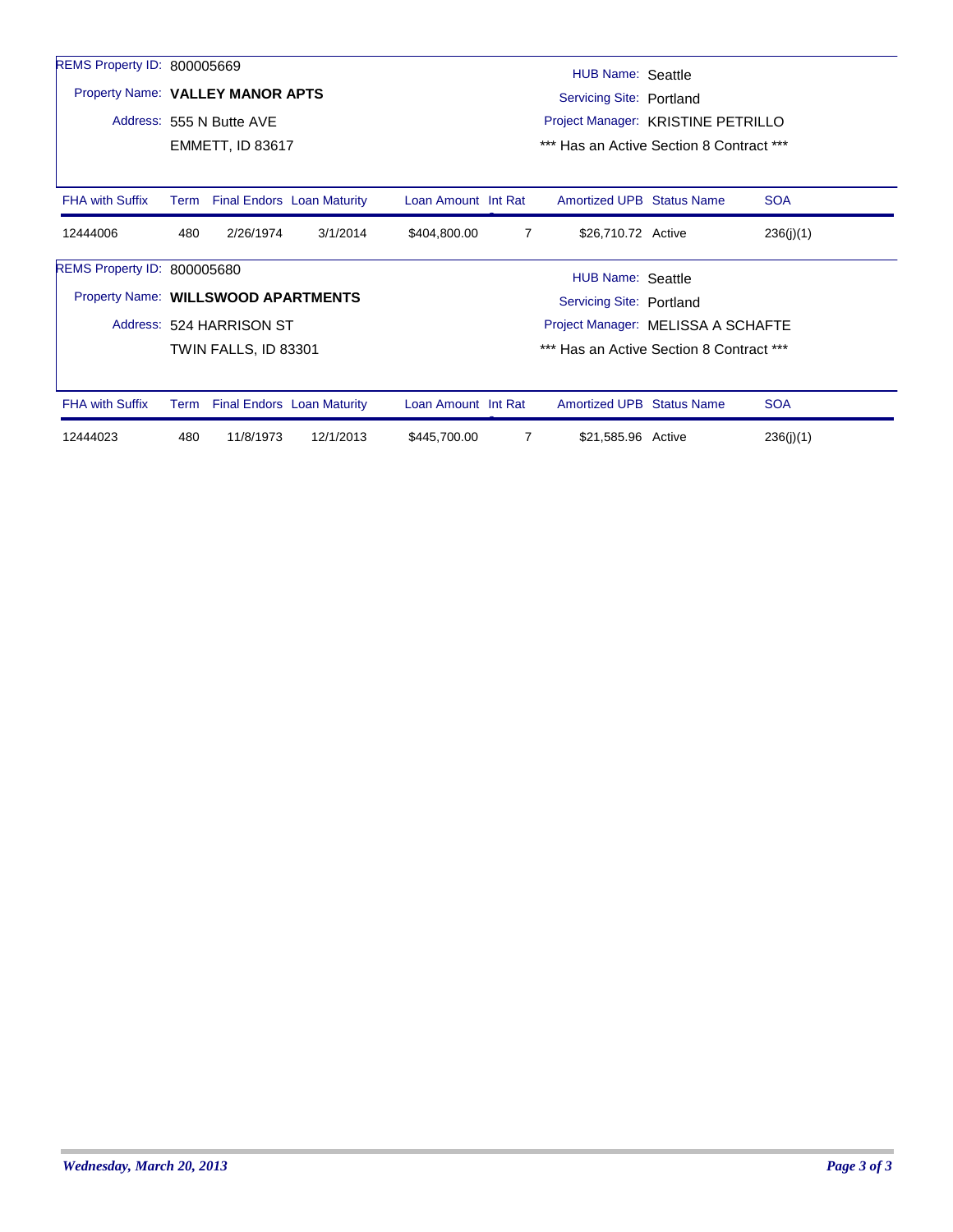REMS Property ID: 800005669

Property Name: **VALLEY MANOR APTS**

Address: 555 N Butte AVE
EMMETT, ID 83617

HUB Name: Seattle
Servicing Site: Portland
Project Manager: KRISTINE PETRILLO
*** Has an Active Section 8 Contract ***

| FHA with Suffix | Term | Final Endors | Loan Maturity | Loan Amount | Int Rate | Amortized UPB | Status Name | SOA |
|---|---|---|---|---|---|---|---|---|
| 12444006 | 480 | 2/26/1974 | 3/1/2014 | $404,800.00 | 7 | $26,710.72 | Active | 236(j)(1) |

REMS Property ID: 800005680

Property Name: **WILLSWOOD APARTMENTS**

Address: 524 HARRISON ST
TWIN FALLS, ID 83301

HUB Name: Seattle
Servicing Site: Portland
Project Manager: MELISSA A SCHAFTE
*** Has an Active Section 8 Contract ***

| FHA with Suffix | Term | Final Endors | Loan Maturity | Loan Amount | Int Rate | Amortized UPB | Status Name | SOA |
|---|---|---|---|---|---|---|---|---|
| 12444023 | 480 | 11/8/1973 | 12/1/2013 | $445,700.00 | 7 | $21,585.96 | Active | 236(j)(1) |

*Wednesday, March 20, 2013*